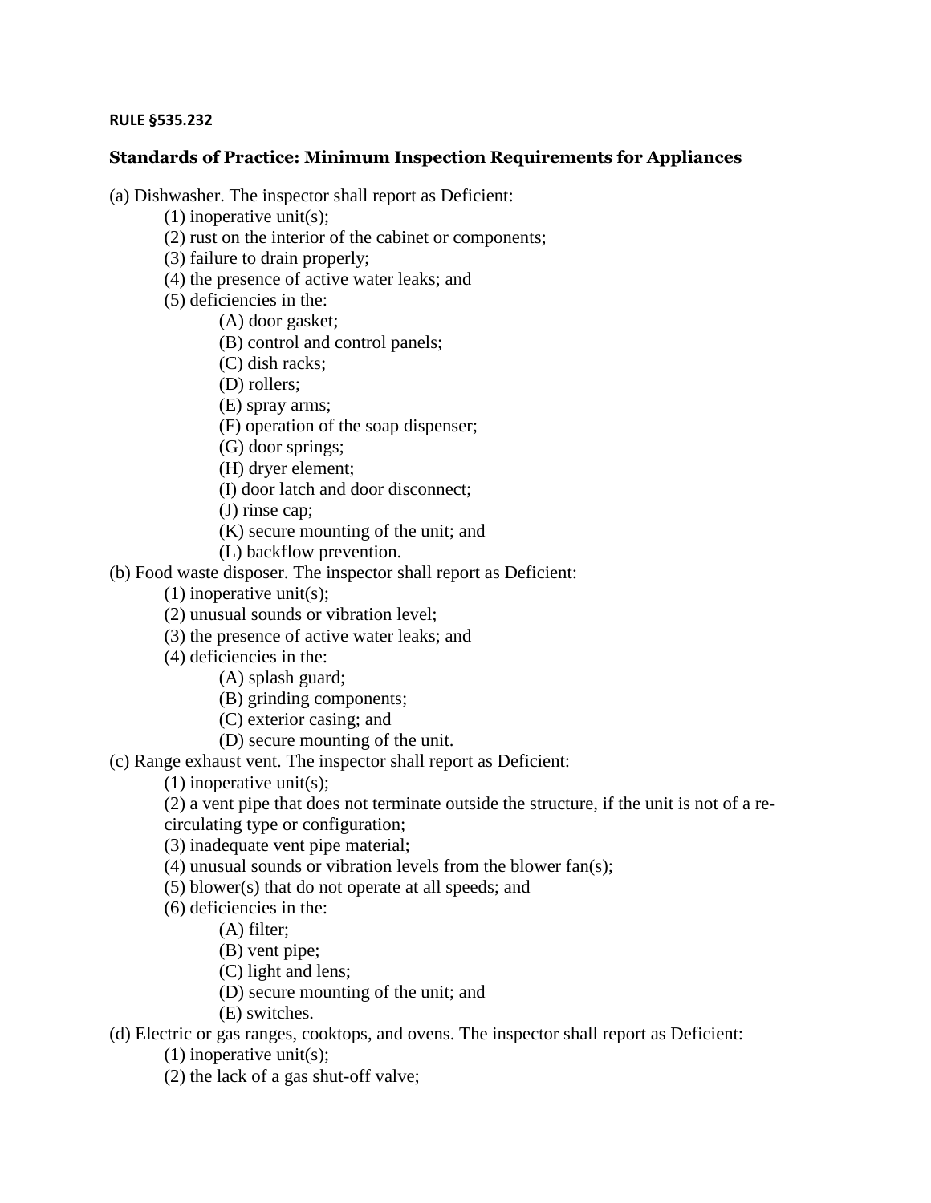**RULE §535.232**

## Standards of Practice: Minimum Inspection Requirements for Appliances

(a) Dishwasher. The inspector shall report as Deficient:

- (1) inoperative unit(s);
- (2) rust on the interior of the cabinet or components;
- (3) failure to drain properly;
- (4) the presence of active water leaks; and
- (5) deficiencies in the:
  - (A) door gasket;
  - (B) control and control panels;
  - (C) dish racks;
  - (D) rollers;
  - (E) spray arms;
  - (F) operation of the soap dispenser;
  - (G) door springs;
  - (H) dryer element;
  - (I) door latch and door disconnect;
  - (J) rinse cap;
  - (K) secure mounting of the unit; and
  - (L) backflow prevention.

(b) Food waste disposer. The inspector shall report as Deficient:

- (1) inoperative unit(s);
- (2) unusual sounds or vibration level;
- (3) the presence of active water leaks; and
- (4) deficiencies in the:
  - (A) splash guard;
  - (B) grinding components;
  - (C) exterior casing; and
  - (D) secure mounting of the unit.

(c) Range exhaust vent. The inspector shall report as Deficient:

- (1) inoperative unit(s);
- (2) a vent pipe that does not terminate outside the structure, if the unit is not of a re-circulating type or configuration;
- (3) inadequate vent pipe material;
- (4) unusual sounds or vibration levels from the blower fan(s);
- (5) blower(s) that do not operate at all speeds; and
- (6) deficiencies in the:
  - (A) filter;
  - (B) vent pipe;
  - (C) light and lens;
  - (D) secure mounting of the unit; and
  - (E) switches.

(d) Electric or gas ranges, cooktops, and ovens. The inspector shall report as Deficient:

- (1) inoperative unit(s);
- (2) the lack of a gas shut-off valve;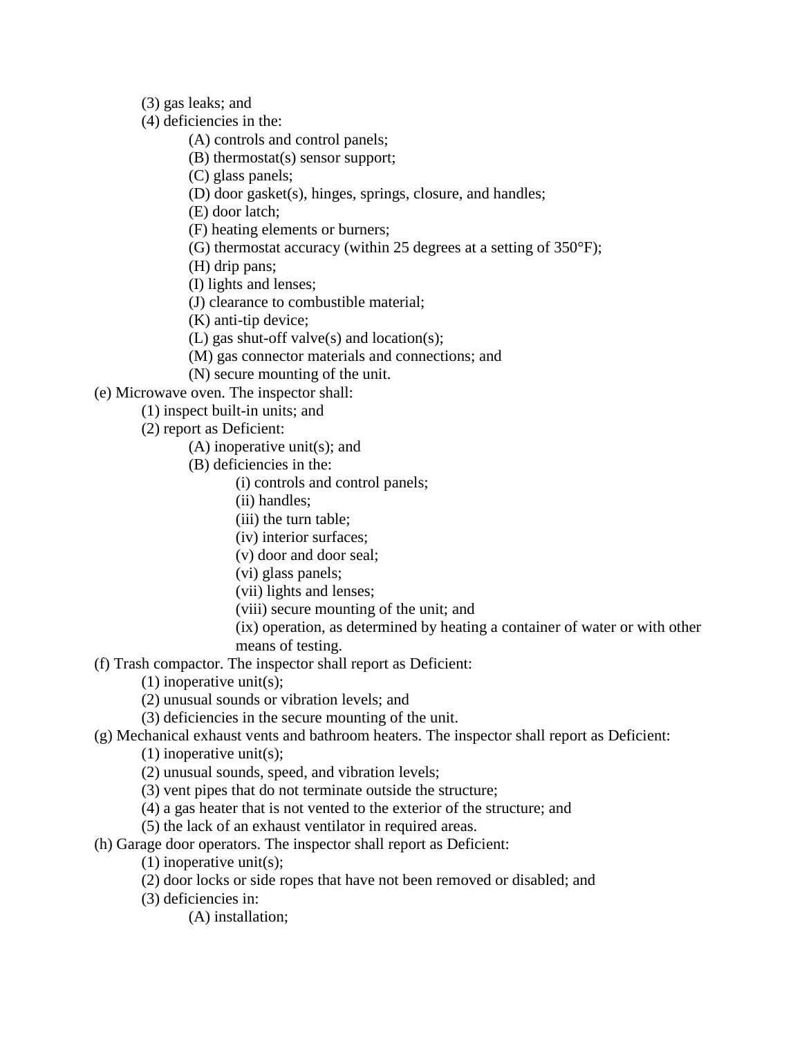(3) gas leaks; and

(4) deficiencies in the:

(A) controls and control panels;

(B) thermostat(s) sensor support;

(C) glass panels;

(D) door gasket(s), hinges, springs, closure, and handles;

(E) door latch;

(F) heating elements or burners;

(G) thermostat accuracy (within 25 degrees at a setting of 350°F);

(H) drip pans;

(I) lights and lenses;

(J) clearance to combustible material;

(K) anti-tip device;

(L) gas shut-off valve(s) and location(s);

(M) gas connector materials and connections; and

(N) secure mounting of the unit.

(e) Microwave oven. The inspector shall:

(1) inspect built-in units; and

(2) report as Deficient:

(A) inoperative unit(s); and

(B) deficiencies in the:

(i) controls and control panels;

(ii) handles;

(iii) the turn table;

(iv) interior surfaces;

(v) door and door seal;

(vi) glass panels;

(vii) lights and lenses;

(viii) secure mounting of the unit; and

(ix) operation, as determined by heating a container of water or with other means of testing.

(f) Trash compactor. The inspector shall report as Deficient:

(1) inoperative unit(s);

(2) unusual sounds or vibration levels; and

(3) deficiencies in the secure mounting of the unit.

(g) Mechanical exhaust vents and bathroom heaters. The inspector shall report as Deficient:

(1) inoperative unit(s);

(2) unusual sounds, speed, and vibration levels;

(3) vent pipes that do not terminate outside the structure;

(4) a gas heater that is not vented to the exterior of the structure; and

(5) the lack of an exhaust ventilator in required areas.

(h) Garage door operators. The inspector shall report as Deficient:

(1) inoperative unit(s);

(2) door locks or side ropes that have not been removed or disabled; and

(3) deficiencies in:

(A) installation;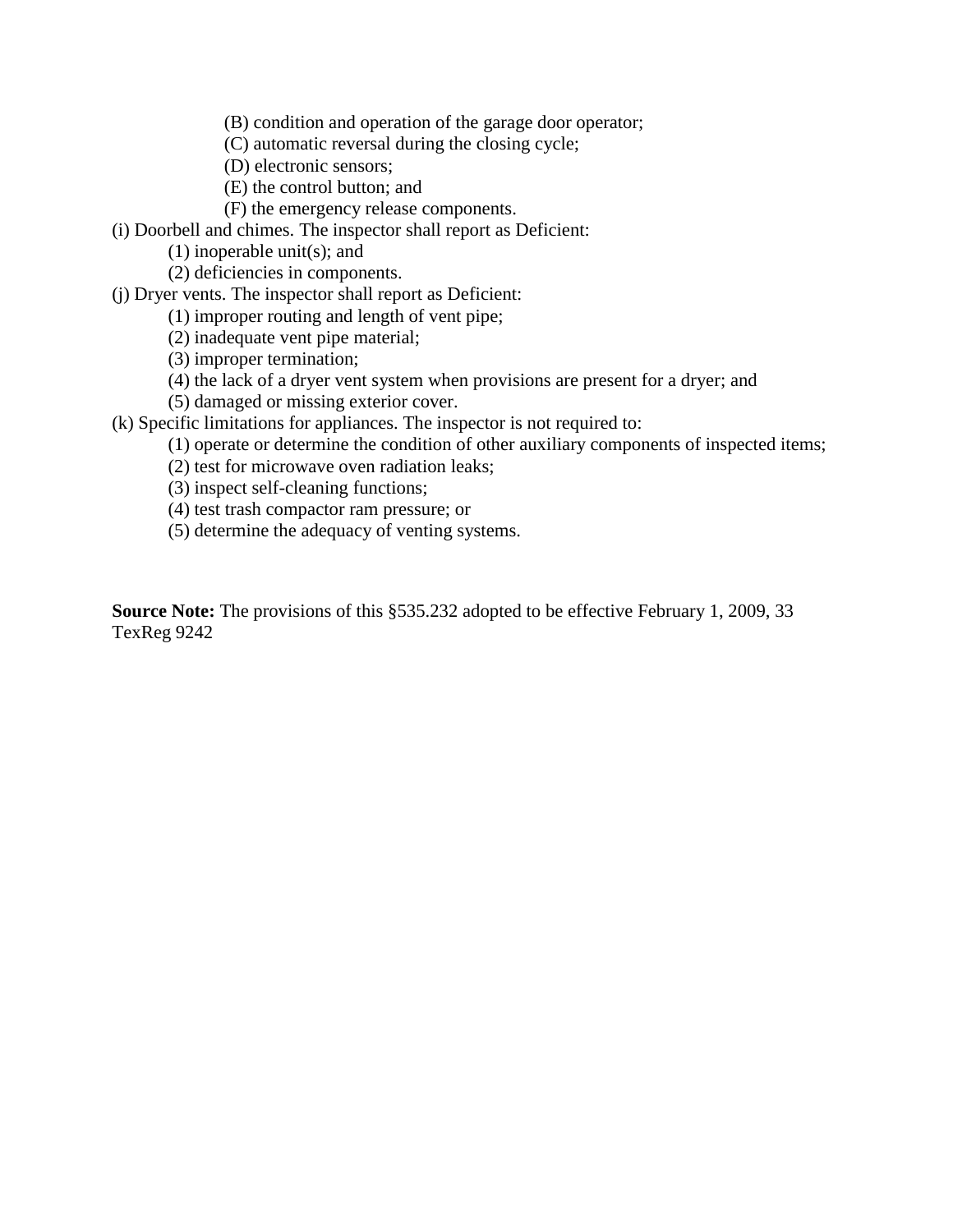(B) condition and operation of the garage door operator;
(C) automatic reversal during the closing cycle;
(D) electronic sensors;
(E) the control button; and
(F) the emergency release components.

(i) Doorbell and chimes. The inspector shall report as Deficient:
(1) inoperable unit(s); and
(2) deficiencies in components.

(j) Dryer vents. The inspector shall report as Deficient:
(1) improper routing and length of vent pipe;
(2) inadequate vent pipe material;
(3) improper termination;
(4) the lack of a dryer vent system when provisions are present for a dryer; and
(5) damaged or missing exterior cover.

(k) Specific limitations for appliances. The inspector is not required to:
(1) operate or determine the condition of other auxiliary components of inspected items;
(2) test for microwave oven radiation leaks;
(3) inspect self-cleaning functions;
(4) test trash compactor ram pressure; or
(5) determine the adequacy of venting systems.

**Source Note:** The provisions of this §535.232 adopted to be effective February 1, 2009, 33 TexReg 9242